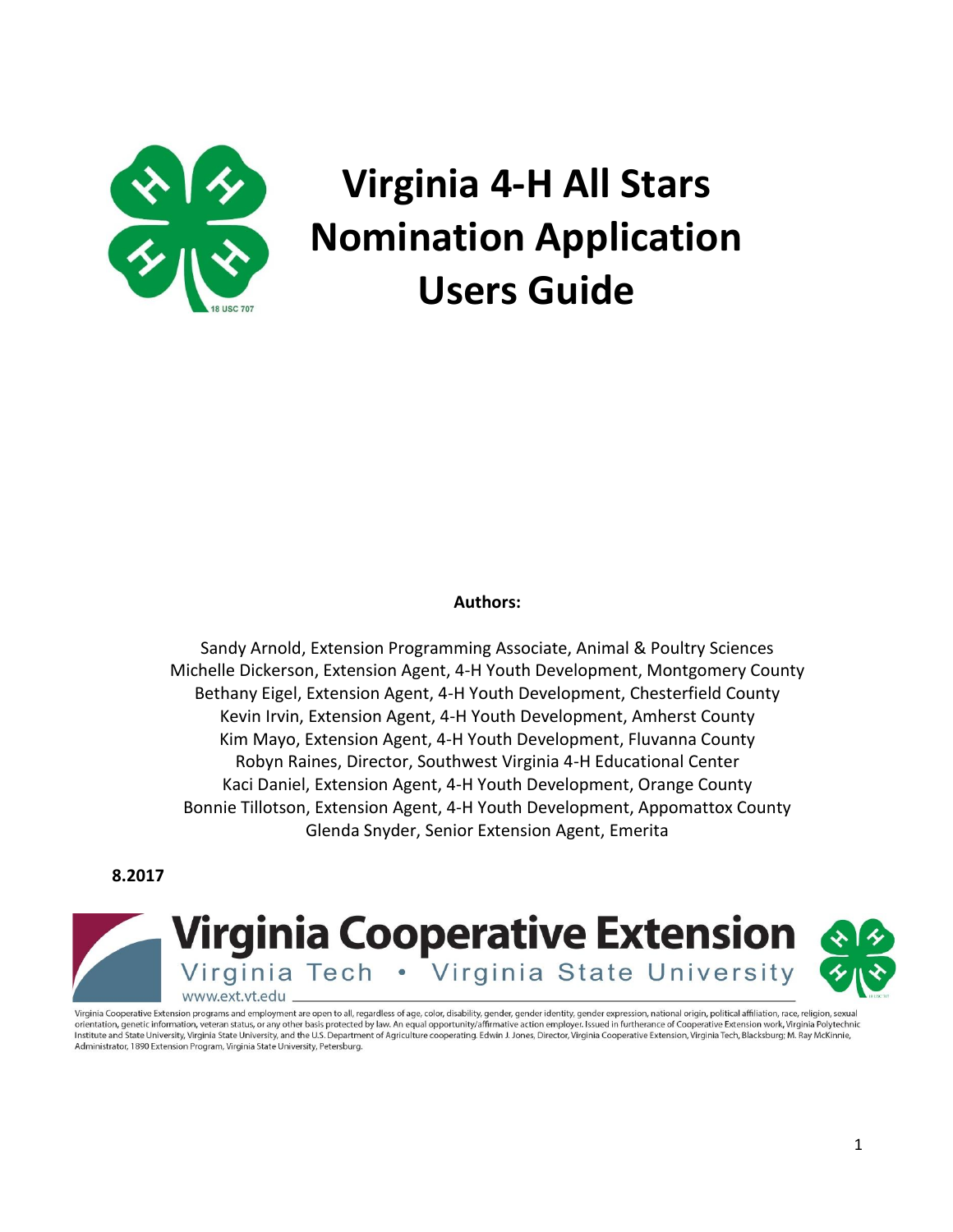# Virginia 4-H All Stars Nomination Application Users Guide

**Authors:**

Sandy Arnold, Extension Programming Associate, Animal & Poultry Sciences
Michelle Dickerson, Extension Agent, 4-H Youth Development, Montgomery County
Bethany Eigel, Extension Agent, 4-H Youth Development, Chesterfield County
Kevin Irvin, Extension Agent, 4-H Youth Development, Amherst County
Kim Mayo, Extension Agent, 4-H Youth Development, Fluvanna County
Robyn Raines, Director, Southwest Virginia 4-H Educational Center
Kaci Daniel, Extension Agent, 4-H Youth Development, Orange County
Bonnie Tillotson, Extension Agent, 4-H Youth Development, Appomattox County
Glenda Snyder, Senior Extension Agent, Emerita

**8.2017**

Virginia Cooperative Extension
Virginia Tech • Virginia State University
www.ext.vt.edu

Virginia Cooperative Extension programs and employment are open to all, regardless of age, color, disability, gender, gender identity, gender expression, national origin, political affiliation, race, religion, sexual orientation, genetic information, veteran status, or any other basis protected by law. An equal opportunity/affirmative action employer. Issued in furtherance of Cooperative Extension work, Virginia Polytechnic Institute and State University, Virginia State University, and the U.S. Department of Agriculture cooperating. Edwin J. Jones, Director, Virginia Cooperative Extension, Virginia Tech, Blacksburg; M. Ray McKinnie, Administrator, 1890 Extension Program, Virginia State University, Petersburg.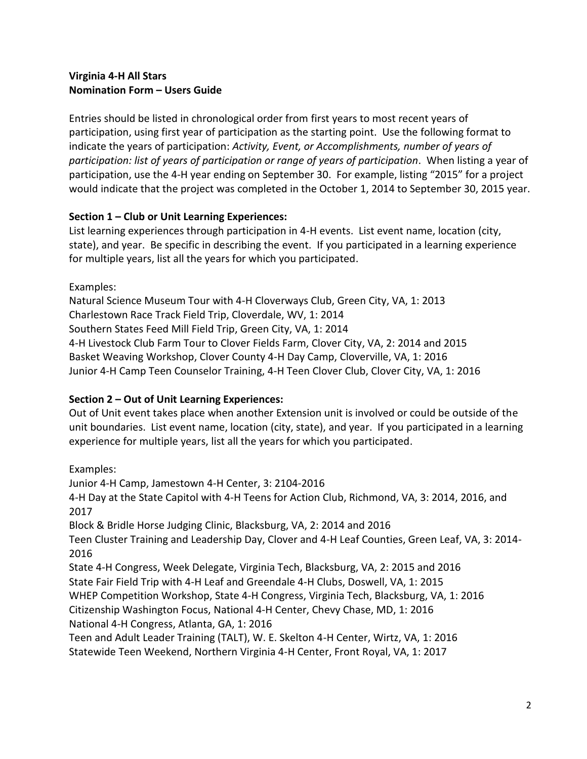**Virginia 4-H All Stars**
**Nomination Form – Users Guide**

Entries should be listed in chronological order from first years to most recent years of participation, using first year of participation as the starting point. Use the following format to indicate the years of participation: *Activity, Event, or Accomplishments, number of years of participation: list of years of participation or range of years of participation*. When listing a year of participation, use the 4-H year ending on September 30. For example, listing "2015" for a project would indicate that the project was completed in the October 1, 2014 to September 30, 2015 year.

**Section 1 – Club or Unit Learning Experiences:**
List learning experiences through participation in 4-H events. List event name, location (city, state), and year. Be specific in describing the event. If you participated in a learning experience for multiple years, list all the years for which you participated.

Examples:
Natural Science Museum Tour with 4-H Cloverways Club, Green City, VA, 1: 2013
Charlestown Race Track Field Trip, Cloverdale, WV, 1: 2014
Southern States Feed Mill Field Trip, Green City, VA, 1: 2014
4-H Livestock Club Farm Tour to Clover Fields Farm, Clover City, VA, 2: 2014 and 2015
Basket Weaving Workshop, Clover County 4-H Day Camp, Cloverville, VA, 1: 2016
Junior 4-H Camp Teen Counselor Training, 4-H Teen Clover Club, Clover City, VA, 1: 2016

**Section 2 – Out of Unit Learning Experiences:**
Out of Unit event takes place when another Extension unit is involved or could be outside of the unit boundaries. List event name, location (city, state), and year. If you participated in a learning experience for multiple years, list all the years for which you participated.

Examples:
Junior 4-H Camp, Jamestown 4-H Center, 3: 2104-2016
4-H Day at the State Capitol with 4-H Teens for Action Club, Richmond, VA, 3: 2014, 2016, and 2017
Block & Bridle Horse Judging Clinic, Blacksburg, VA, 2: 2014 and 2016
Teen Cluster Training and Leadership Day, Clover and 4-H Leaf Counties, Green Leaf, VA, 3: 2014-2016
State 4-H Congress, Week Delegate, Virginia Tech, Blacksburg, VA, 2: 2015 and 2016
State Fair Field Trip with 4-H Leaf and Greendale 4-H Clubs, Doswell, VA, 1: 2015
WHEP Competition Workshop, State 4-H Congress, Virginia Tech, Blacksburg, VA, 1: 2016
Citizenship Washington Focus, National 4-H Center, Chevy Chase, MD, 1: 2016
National 4-H Congress, Atlanta, GA, 1: 2016
Teen and Adult Leader Training (TALT), W. E. Skelton 4-H Center, Wirtz, VA, 1: 2016
Statewide Teen Weekend, Northern Virginia 4-H Center, Front Royal, VA, 1: 2017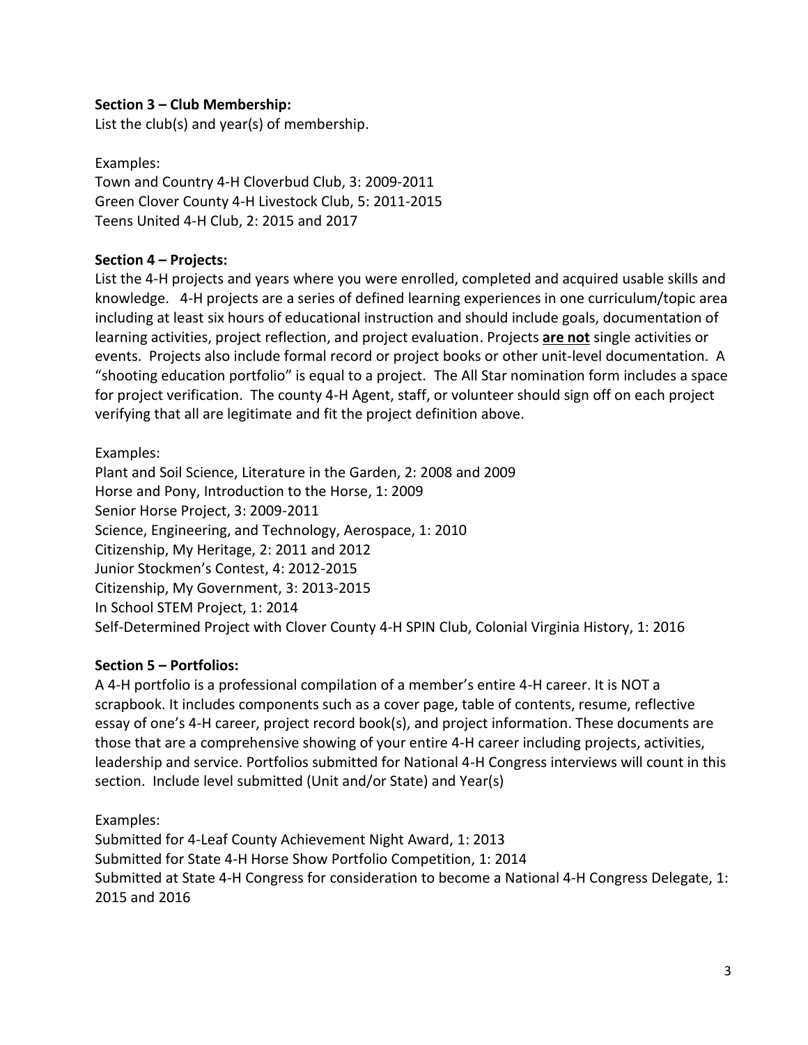**Section 3 – Club Membership:**
List the club(s) and year(s) of membership.

Examples:
Town and Country 4-H Cloverbud Club, 3: 2009-2011
Green Clover County 4-H Livestock Club, 5: 2011-2015
Teens United 4-H Club, 2: 2015 and 2017

**Section 4 – Projects:**
List the 4-H projects and years where you were enrolled, completed and acquired usable skills and knowledge. 4-H projects are a series of defined learning experiences in one curriculum/topic area including at least six hours of educational instruction and should include goals, documentation of learning activities, project reflection, and project evaluation. Projects **<u>are not</u>** single activities or events. Projects also include formal record or project books or other unit-level documentation. A "shooting education portfolio" is equal to a project. The All Star nomination form includes a space for project verification. The county 4-H Agent, staff, or volunteer should sign off on each project verifying that all are legitimate and fit the project definition above.

Examples:
Plant and Soil Science, Literature in the Garden, 2: 2008 and 2009
Horse and Pony, Introduction to the Horse, 1: 2009
Senior Horse Project, 3: 2009-2011
Science, Engineering, and Technology, Aerospace, 1: 2010
Citizenship, My Heritage, 2: 2011 and 2012
Junior Stockmen's Contest, 4: 2012-2015
Citizenship, My Government, 3: 2013-2015
In School STEM Project, 1: 2014
Self-Determined Project with Clover County 4-H SPIN Club, Colonial Virginia History, 1: 2016

**Section 5 – Portfolios:**
A 4-H portfolio is a professional compilation of a member's entire 4-H career. It is NOT a scrapbook. It includes components such as a cover page, table of contents, resume, reflective essay of one's 4-H career, project record book(s), and project information. These documents are those that are a comprehensive showing of your entire 4-H career including projects, activities, leadership and service. Portfolios submitted for National 4-H Congress interviews will count in this section. Include level submitted (Unit and/or State) and Year(s)

Examples:
Submitted for 4-Leaf County Achievement Night Award, 1: 2013
Submitted for State 4-H Horse Show Portfolio Competition, 1: 2014
Submitted at State 4-H Congress for consideration to become a National 4-H Congress Delegate, 1: 2015 and 2016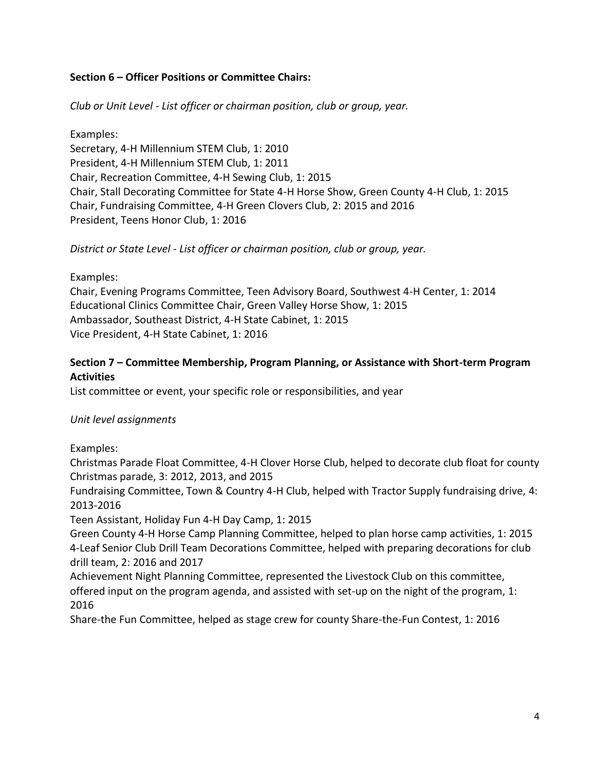**Section 6 – Officer Positions or Committee Chairs:**

*Club or Unit Level - List officer or chairman position, club or group, year.*

Examples:
Secretary, 4-H Millennium STEM Club, 1: 2010
President, 4-H Millennium STEM Club, 1: 2011
Chair, Recreation Committee, 4-H Sewing Club, 1: 2015
Chair, Stall Decorating Committee for State 4-H Horse Show, Green County 4-H Club, 1: 2015
Chair, Fundraising Committee, 4-H Green Clovers Club, 2: 2015 and 2016
President, Teens Honor Club, 1: 2016

*District or State Level - List officer or chairman position, club or group, year.*

Examples:
Chair, Evening Programs Committee, Teen Advisory Board, Southwest 4-H Center, 1: 2014
Educational Clinics Committee Chair, Green Valley Horse Show, 1: 2015
Ambassador, Southeast District, 4-H State Cabinet, 1: 2015
Vice President, 4-H State Cabinet, 1: 2016

**Section 7 – Committee Membership, Program Planning, or Assistance with Short-term Program Activities**

List committee or event, your specific role or responsibilities, and year

*Unit level assignments*

Examples:
Christmas Parade Float Committee, 4-H Clover Horse Club, helped to decorate club float for county Christmas parade, 3: 2012, 2013, and 2015
Fundraising Committee, Town & Country 4-H Club, helped with Tractor Supply fundraising drive, 4: 2013-2016
Teen Assistant, Holiday Fun 4-H Day Camp, 1: 2015
Green County 4-H Horse Camp Planning Committee, helped to plan horse camp activities, 1: 2015
4-Leaf Senior Club Drill Team Decorations Committee, helped with preparing decorations for club drill team, 2: 2016 and 2017
Achievement Night Planning Committee, represented the Livestock Club on this committee, offered input on the program agenda, and assisted with set-up on the night of the program, 1: 2016
Share-the Fun Committee, helped as stage crew for county Share-the-Fun Contest, 1: 2016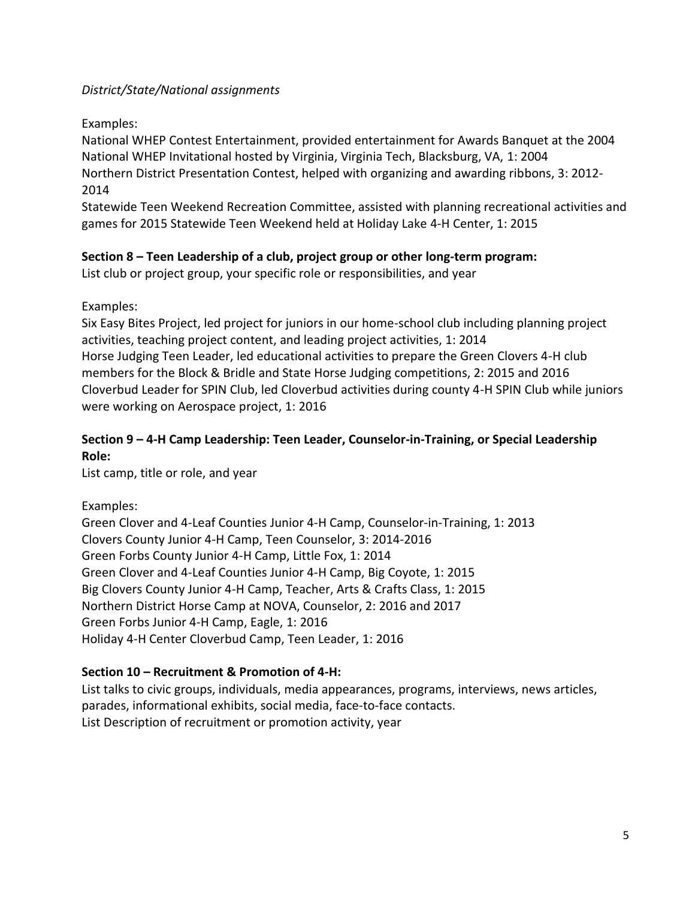*District/State/National assignments*

Examples:

National WHEP Contest Entertainment, provided entertainment for Awards Banquet at the 2004 National WHEP Invitational hosted by Virginia, Virginia Tech, Blacksburg, VA, 1: 2004
Northern District Presentation Contest, helped with organizing and awarding ribbons, 3: 2012-2014
Statewide Teen Weekend Recreation Committee, assisted with planning recreational activities and games for 2015 Statewide Teen Weekend held at Holiday Lake 4-H Center, 1: 2015

**Section 8 – Teen Leadership of a club, project group or other long-term program:**

List club or project group, your specific role or responsibilities, and year

Examples:

Six Easy Bites Project, led project for juniors in our home-school club including planning project activities, teaching project content, and leading project activities, 1: 2014
Horse Judging Teen Leader, led educational activities to prepare the Green Clovers 4-H club members for the Block & Bridle and State Horse Judging competitions, 2: 2015 and 2016
Cloverbud Leader for SPIN Club, led Cloverbud activities during county 4-H SPIN Club while juniors were working on Aerospace project, 1: 2016

**Section 9 – 4-H Camp Leadership: Teen Leader, Counselor-in-Training, or Special Leadership Role:**

List camp, title or role, and year

Examples:

Green Clover and 4-Leaf Counties Junior 4-H Camp, Counselor-in-Training, 1: 2013
Clovers County Junior 4-H Camp, Teen Counselor, 3: 2014-2016
Green Forbs County Junior 4-H Camp, Little Fox, 1: 2014
Green Clover and 4-Leaf Counties Junior 4-H Camp, Big Coyote, 1: 2015
Big Clovers County Junior 4-H Camp, Teacher, Arts & Crafts Class, 1: 2015
Northern District Horse Camp at NOVA, Counselor, 2: 2016 and 2017
Green Forbs Junior 4-H Camp, Eagle, 1: 2016
Holiday 4-H Center Cloverbud Camp, Teen Leader, 1: 2016

**Section 10 – Recruitment & Promotion of 4-H:**

List talks to civic groups, individuals, media appearances, programs, interviews, news articles, parades, informational exhibits, social media, face-to-face contacts.
List Description of recruitment or promotion activity, year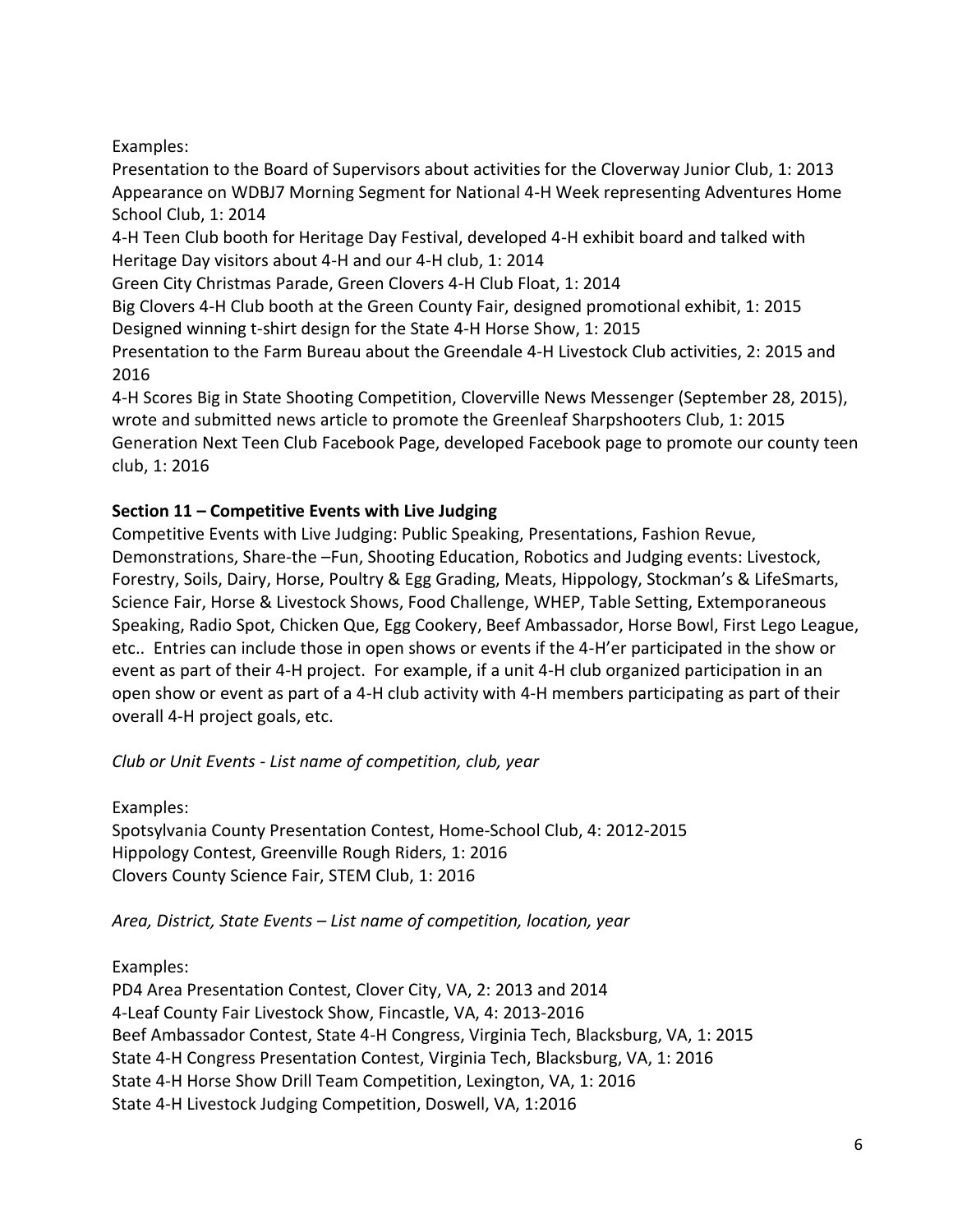Examples:

Presentation to the Board of Supervisors about activities for the Cloverway Junior Club, 1: 2013

Appearance on WDBJ7 Morning Segment for National 4-H Week representing Adventures Home School Club, 1: 2014

4-H Teen Club booth for Heritage Day Festival, developed 4-H exhibit board and talked with Heritage Day visitors about 4-H and our 4-H club, 1: 2014

Green City Christmas Parade, Green Clovers 4-H Club Float, 1: 2014

Big Clovers 4-H Club booth at the Green County Fair, designed promotional exhibit, 1: 2015

Designed winning t-shirt design for the State 4-H Horse Show, 1: 2015

Presentation to the Farm Bureau about the Greendale 4-H Livestock Club activities, 2: 2015 and 2016

4-H Scores Big in State Shooting Competition, Cloverville News Messenger (September 28, 2015), wrote and submitted news article to promote the Greenleaf Sharpshooters Club, 1: 2015

Generation Next Teen Club Facebook Page, developed Facebook page to promote our county teen club, 1: 2016

**Section 11 – Competitive Events with Live Judging**

Competitive Events with Live Judging: Public Speaking, Presentations, Fashion Revue, Demonstrations, Share-the –Fun, Shooting Education, Robotics and Judging events: Livestock, Forestry, Soils, Dairy, Horse, Poultry & Egg Grading, Meats, Hippology, Stockman's & LifeSmarts, Science Fair, Horse & Livestock Shows, Food Challenge, WHEP, Table Setting, Extemporaneous Speaking, Radio Spot, Chicken Que, Egg Cookery, Beef Ambassador, Horse Bowl, First Lego League, etc.. Entries can include those in open shows or events if the 4-H'er participated in the show or event as part of their 4-H project. For example, if a unit 4-H club organized participation in an open show or event as part of a 4-H club activity with 4-H members participating as part of their overall 4-H project goals, etc.

*Club or Unit Events - List name of competition, club, year*

Examples:

Spotsylvania County Presentation Contest, Home-School Club, 4: 2012-2015

Hippology Contest, Greenville Rough Riders, 1: 2016

Clovers County Science Fair, STEM Club, 1: 2016

*Area, District, State Events – List name of competition, location, year*

Examples:

PD4 Area Presentation Contest, Clover City, VA, 2: 2013 and 2014

4-Leaf County Fair Livestock Show, Fincastle, VA, 4: 2013-2016

Beef Ambassador Contest, State 4-H Congress, Virginia Tech, Blacksburg, VA, 1: 2015

State 4-H Congress Presentation Contest, Virginia Tech, Blacksburg, VA, 1: 2016

State 4-H Horse Show Drill Team Competition, Lexington, VA, 1: 2016

State 4-H Livestock Judging Competition, Doswell, VA, 1:2016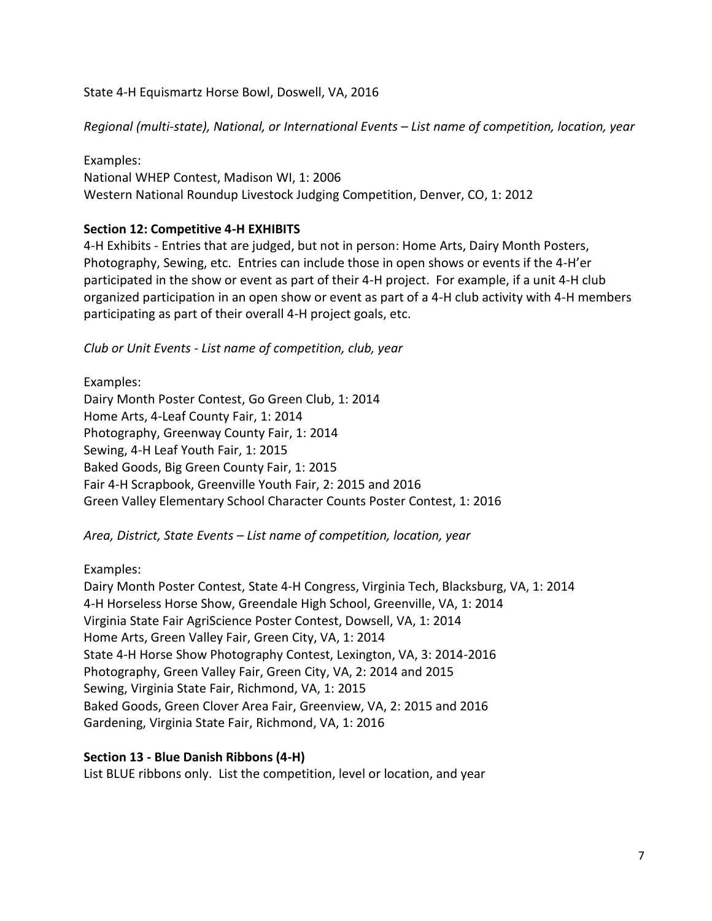State 4-H Equismartz Horse Bowl, Doswell, VA, 2016

*Regional (multi-state), National, or International Events – List name of competition, location, year*

Examples:
National WHEP Contest, Madison WI, 1: 2006
Western National Roundup Livestock Judging Competition, Denver, CO, 1: 2012

**Section 12: Competitive 4-H EXHIBITS**

4-H Exhibits - Entries that are judged, but not in person: Home Arts, Dairy Month Posters, Photography, Sewing, etc. Entries can include those in open shows or events if the 4-H'er participated in the show or event as part of their 4-H project. For example, if a unit 4-H club organized participation in an open show or event as part of a 4-H club activity with 4-H members participating as part of their overall 4-H project goals, etc.

*Club or Unit Events - List name of competition, club, year*

Examples:
Dairy Month Poster Contest, Go Green Club, 1: 2014
Home Arts, 4-Leaf County Fair, 1: 2014
Photography, Greenway County Fair, 1: 2014
Sewing, 4-H Leaf Youth Fair, 1: 2015
Baked Goods, Big Green County Fair, 1: 2015
Fair 4-H Scrapbook, Greenville Youth Fair, 2: 2015 and 2016
Green Valley Elementary School Character Counts Poster Contest, 1: 2016

*Area, District, State Events – List name of competition, location, year*

Examples:
Dairy Month Poster Contest, State 4-H Congress, Virginia Tech, Blacksburg, VA, 1: 2014
4-H Horseless Horse Show, Greendale High School, Greenville, VA, 1: 2014
Virginia State Fair AgriScience Poster Contest, Dowsell, VA, 1: 2014
Home Arts, Green Valley Fair, Green City, VA, 1: 2014
State 4-H Horse Show Photography Contest, Lexington, VA, 3: 2014-2016
Photography, Green Valley Fair, Green City, VA, 2: 2014 and 2015
Sewing, Virginia State Fair, Richmond, VA, 1: 2015
Baked Goods, Green Clover Area Fair, Greenview, VA, 2: 2015 and 2016
Gardening, Virginia State Fair, Richmond, VA, 1: 2016

**Section 13 - Blue Danish Ribbons (4-H)**

List BLUE ribbons only. List the competition, level or location, and year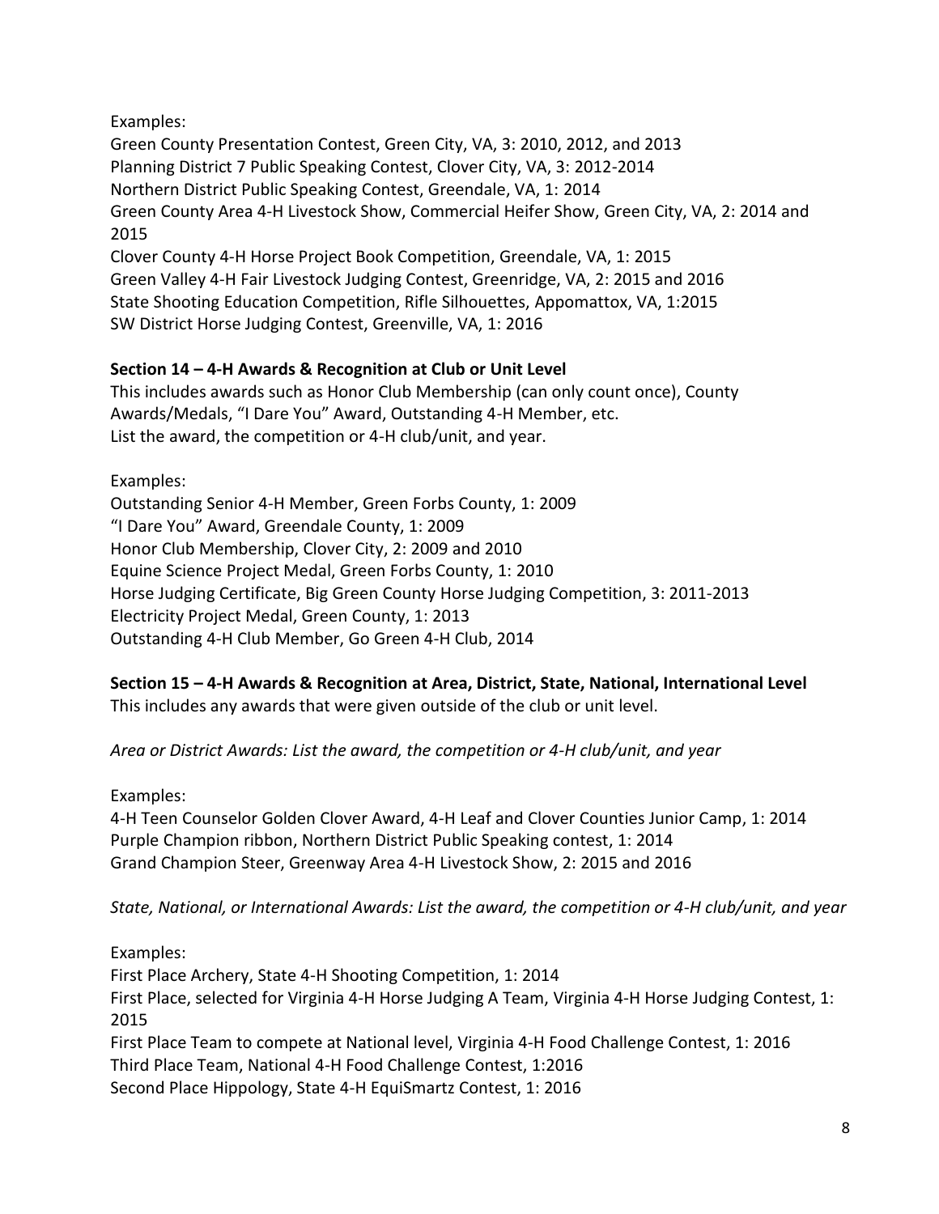Examples:
Green County Presentation Contest, Green City, VA, 3: 2010, 2012, and 2013
Planning District 7 Public Speaking Contest, Clover City, VA, 3: 2012-2014
Northern District Public Speaking Contest, Greendale, VA, 1: 2014
Green County Area 4-H Livestock Show, Commercial Heifer Show, Green City, VA, 2: 2014 and 2015
Clover County 4-H Horse Project Book Competition, Greendale, VA, 1: 2015
Green Valley 4-H Fair Livestock Judging Contest, Greenridge, VA, 2: 2015 and 2016
State Shooting Education Competition, Rifle Silhouettes, Appomattox, VA, 1:2015
SW District Horse Judging Contest, Greenville, VA, 1: 2016

**Section 14 – 4-H Awards & Recognition at Club or Unit Level**
This includes awards such as Honor Club Membership (can only count once), County Awards/Medals, "I Dare You" Award, Outstanding 4-H Member, etc.
List the award, the competition or 4-H club/unit, and year.

Examples:
Outstanding Senior 4-H Member, Green Forbs County, 1: 2009
"I Dare You" Award, Greendale County, 1: 2009
Honor Club Membership, Clover City, 2: 2009 and 2010
Equine Science Project Medal, Green Forbs County, 1: 2010
Horse Judging Certificate, Big Green County Horse Judging Competition, 3: 2011-2013
Electricity Project Medal, Green County, 1: 2013
Outstanding 4-H Club Member, Go Green 4-H Club, 2014

**Section 15 – 4-H Awards & Recognition at Area, District, State, National, International Level**
This includes any awards that were given outside of the club or unit level.

*Area or District Awards: List the award, the competition or 4-H club/unit, and year*

Examples:
4-H Teen Counselor Golden Clover Award, 4-H Leaf and Clover Counties Junior Camp, 1: 2014
Purple Champion ribbon, Northern District Public Speaking contest, 1: 2014
Grand Champion Steer, Greenway Area 4-H Livestock Show, 2: 2015 and 2016

*State, National, or International Awards: List the award, the competition or 4-H club/unit, and year*

Examples:
First Place Archery, State 4-H Shooting Competition, 1: 2014
First Place, selected for Virginia 4-H Horse Judging A Team, Virginia 4-H Horse Judging Contest, 1: 2015
First Place Team to compete at National level, Virginia 4-H Food Challenge Contest, 1: 2016
Third Place Team, National 4-H Food Challenge Contest, 1:2016
Second Place Hippology, State 4-H EquiSmartz Contest, 1: 2016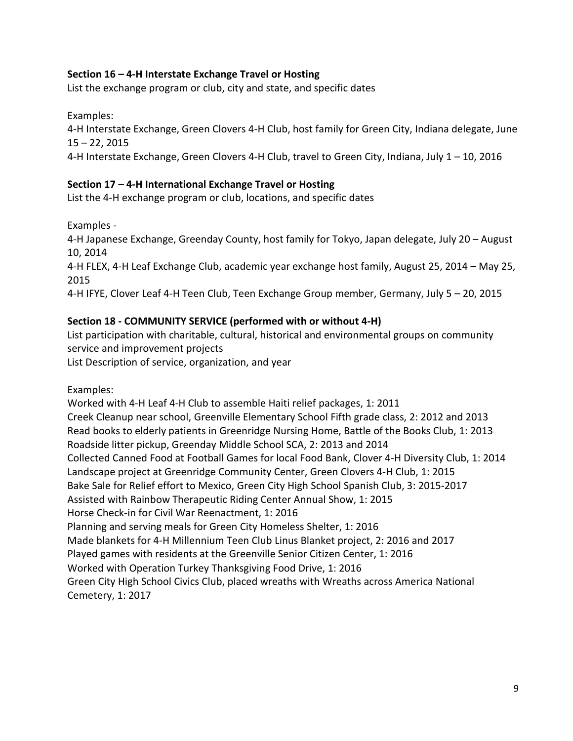### Section 16 – 4-H Interstate Exchange Travel or Hosting

List the exchange program or club, city and state, and specific dates

Examples:

4-H Interstate Exchange, Green Clovers 4-H Club, host family for Green City, Indiana delegate, June 15 – 22, 2015
4-H Interstate Exchange, Green Clovers 4-H Club, travel to Green City, Indiana, July 1 – 10, 2016

### Section 17 – 4-H International Exchange Travel or Hosting

List the 4-H exchange program or club, locations, and specific dates

Examples -

4-H Japanese Exchange, Greenday County, host family for Tokyo, Japan delegate, July 20 – August 10, 2014
4-H FLEX, 4-H Leaf Exchange Club, academic year exchange host family, August 25, 2014 – May 25, 2015
4-H IFYE, Clover Leaf 4-H Teen Club, Teen Exchange Group member, Germany, July 5 – 20, 2015

### Section 18 - COMMUNITY SERVICE (performed with or without 4-H)

List participation with charitable, cultural, historical and environmental groups on community service and improvement projects
List Description of service, organization, and year

Examples:

Worked with 4-H Leaf 4-H Club to assemble Haiti relief packages, 1: 2011
Creek Cleanup near school, Greenville Elementary School Fifth grade class, 2: 2012 and 2013
Read books to elderly patients in Greenridge Nursing Home, Battle of the Books Club, 1: 2013
Roadside litter pickup, Greenday Middle School SCA, 2: 2013 and 2014
Collected Canned Food at Football Games for local Food Bank, Clover 4-H Diversity Club, 1: 2014
Landscape project at Greenridge Community Center, Green Clovers 4-H Club, 1: 2015
Bake Sale for Relief effort to Mexico, Green City High School Spanish Club, 3: 2015-2017
Assisted with Rainbow Therapeutic Riding Center Annual Show, 1: 2015
Horse Check-in for Civil War Reenactment, 1: 2016
Planning and serving meals for Green City Homeless Shelter, 1: 2016
Made blankets for 4-H Millennium Teen Club Linus Blanket project, 2: 2016 and 2017
Played games with residents at the Greenville Senior Citizen Center, 1: 2016
Worked with Operation Turkey Thanksgiving Food Drive, 1: 2016
Green City High School Civics Club, placed wreaths with Wreaths across America National Cemetery, 1: 2017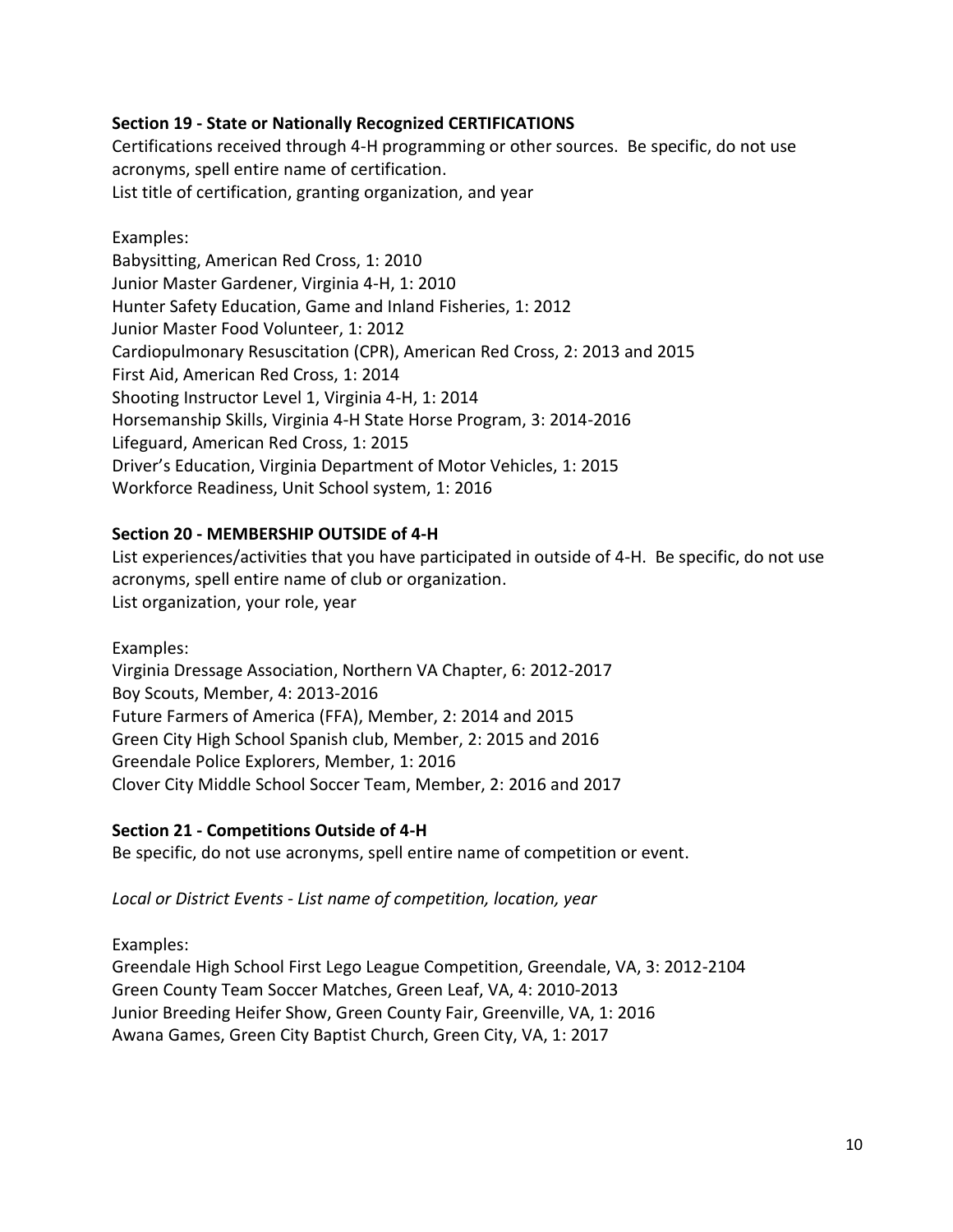**Section 19 - State or Nationally Recognized CERTIFICATIONS**

Certifications received through 4-H programming or other sources. Be specific, do not use acronyms, spell entire name of certification.
List title of certification, granting organization, and year

Examples:
Babysitting, American Red Cross, 1: 2010
Junior Master Gardener, Virginia 4-H, 1: 2010
Hunter Safety Education, Game and Inland Fisheries, 1: 2012
Junior Master Food Volunteer, 1: 2012
Cardiopulmonary Resuscitation (CPR), American Red Cross, 2: 2013 and 2015
First Aid, American Red Cross, 1: 2014
Shooting Instructor Level 1, Virginia 4-H, 1: 2014
Horsemanship Skills, Virginia 4-H State Horse Program, 3: 2014-2016
Lifeguard, American Red Cross, 1: 2015
Driver's Education, Virginia Department of Motor Vehicles, 1: 2015
Workforce Readiness, Unit School system, 1: 2016

**Section 20 - MEMBERSHIP OUTSIDE of 4-H**

List experiences/activities that you have participated in outside of 4-H. Be specific, do not use acronyms, spell entire name of club or organization.
List organization, your role, year

Examples:
Virginia Dressage Association, Northern VA Chapter, 6: 2012-2017
Boy Scouts, Member, 4: 2013-2016
Future Farmers of America (FFA), Member, 2: 2014 and 2015
Green City High School Spanish club, Member, 2: 2015 and 2016
Greendale Police Explorers, Member, 1: 2016
Clover City Middle School Soccer Team, Member, 2: 2016 and 2017

**Section 21 - Competitions Outside of 4-H**

Be specific, do not use acronyms, spell entire name of competition or event.

*Local or District Events - List name of competition, location, year*

Examples:
Greendale High School First Lego League Competition, Greendale, VA, 3: 2012-2104
Green County Team Soccer Matches, Green Leaf, VA, 4: 2010-2013
Junior Breeding Heifer Show, Green County Fair, Greenville, VA, 1: 2016
Awana Games, Green City Baptist Church, Green City, VA, 1: 2017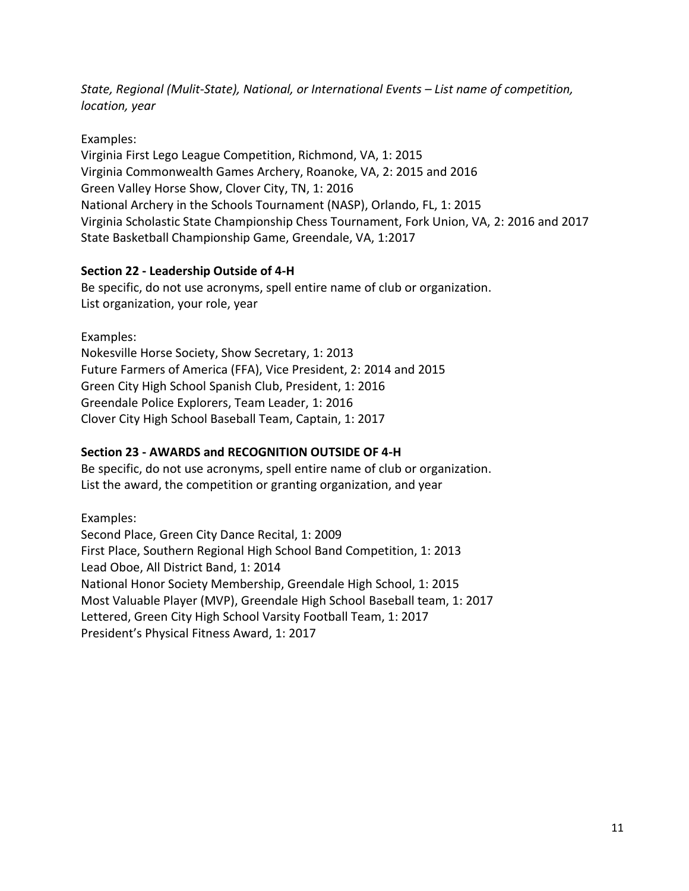*State, Regional (Mulit-State), National, or International Events – List name of competition, location, year*

Examples:
Virginia First Lego League Competition, Richmond, VA, 1: 2015
Virginia Commonwealth Games Archery, Roanoke, VA, 2: 2015 and 2016
Green Valley Horse Show, Clover City, TN, 1: 2016
National Archery in the Schools Tournament (NASP), Orlando, FL, 1: 2015
Virginia Scholastic State Championship Chess Tournament, Fork Union, VA, 2: 2016 and 2017
State Basketball Championship Game, Greendale, VA, 1:2017

**Section 22 - Leadership Outside of 4-H**

Be specific, do not use acronyms, spell entire name of club or organization.
List organization, your role, year

Examples:
Nokesville Horse Society, Show Secretary, 1: 2013
Future Farmers of America (FFA), Vice President, 2: 2014 and 2015
Green City High School Spanish Club, President, 1: 2016
Greendale Police Explorers, Team Leader, 1: 2016
Clover City High School Baseball Team, Captain, 1: 2017

**Section 23 - AWARDS and RECOGNITION OUTSIDE OF 4-H**

Be specific, do not use acronyms, spell entire name of club or organization.
List the award, the competition or granting organization, and year

Examples:
Second Place, Green City Dance Recital, 1: 2009
First Place, Southern Regional High School Band Competition, 1: 2013
Lead Oboe, All District Band, 1: 2014
National Honor Society Membership, Greendale High School, 1: 2015
Most Valuable Player (MVP), Greendale High School Baseball team, 1: 2017
Lettered, Green City High School Varsity Football Team, 1: 2017
President's Physical Fitness Award, 1: 2017